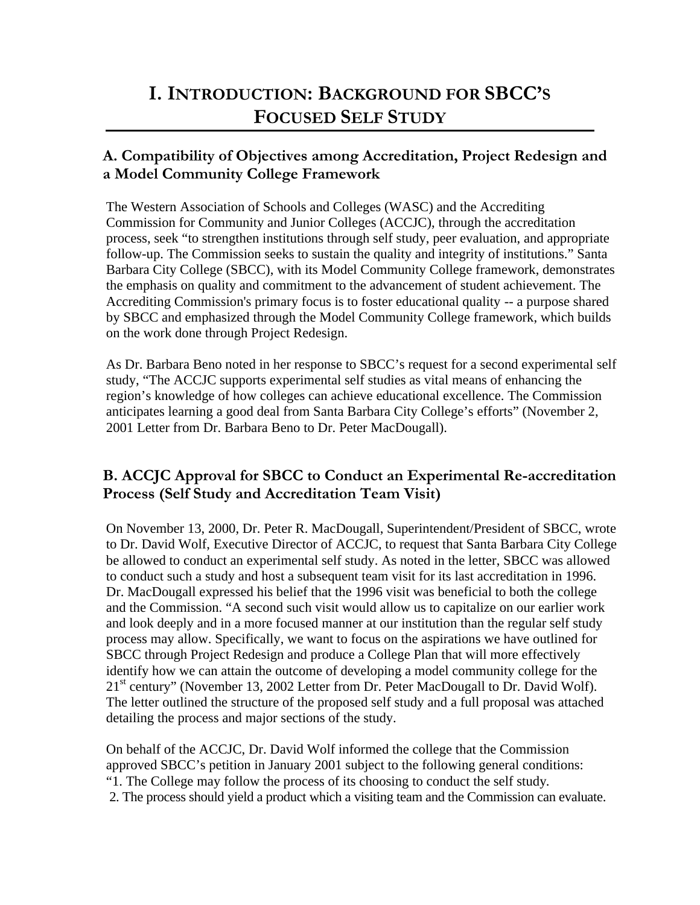# I. INTRODUCTION: BACKGROUND FOR SBCC'S FOCUSED SELF STUDY

## A. Compatibility of Objectives among Accreditation, Project Redesign and a Model Community College Framework

The Western Association of Schools and Colleges (WASC) and the Accrediting Commission for Community and Junior Colleges (ACCJC), through the accreditation process, seek "to strengthen institutions through self study, peer evaluation, and appropriate follow-up. The Commission seeks to sustain the quality and integrity of institutions." Santa Barbara City College (SBCC), with its Model Community College framework, demonstrates the emphasis on quality and commitment to the advancement of student achievement. The Accrediting Commission's primary focus is to foster educational quality -- a purpose shared by SBCC and emphasized through the Model Community College framework, which builds on the work done through Project Redesign.

As Dr. Barbara Beno noted in her response to SBCC's request for a second experimental self study, "The ACCJC supports experimental self studies as vital means of enhancing the region's knowledge of how colleges can achieve educational excellence. The Commission anticipates learning a good deal from Santa Barbara City College's efforts" (November 2, 2001 Letter from Dr. Barbara Beno to Dr. Peter MacDougall).

## B. ACCJC Approval for SBCC to Conduct an Experimental Re-accreditation Process (Self Study and Accreditation Team Visit)

On November 13, 2000, Dr. Peter R. MacDougall, Superintendent/President of SBCC, wrote to Dr. David Wolf, Executive Director of ACCJC, to request that Santa Barbara City College be allowed to conduct an experimental self study. As noted in the letter, SBCC was allowed to conduct such a study and host a subsequent team visit for its last accreditation in 1996. Dr. MacDougall expressed his belief that the 1996 visit was beneficial to both the college and the Commission. "A second such visit would allow us to capitalize on our earlier work and look deeply and in a more focused manner at our institution than the regular self study process may allow. Specifically, we want to focus on the aspirations we have outlined for SBCC through Project Redesign and produce a College Plan that will more effectively identify how we can attain the outcome of developing a model community college for the 21st century" (November 13, 2002 Letter from Dr. Peter MacDougall to Dr. David Wolf). The letter outlined the structure of the proposed self study and a full proposal was attached detailing the process and major sections of the study.

On behalf of the ACCJC, Dr. David Wolf informed the college that the Commission approved SBCC's petition in January 2001 subject to the following general conditions:
"1. The College may follow the process of its choosing to conduct the self study.
2. The process should yield a product which a visiting team and the Commission can evaluate.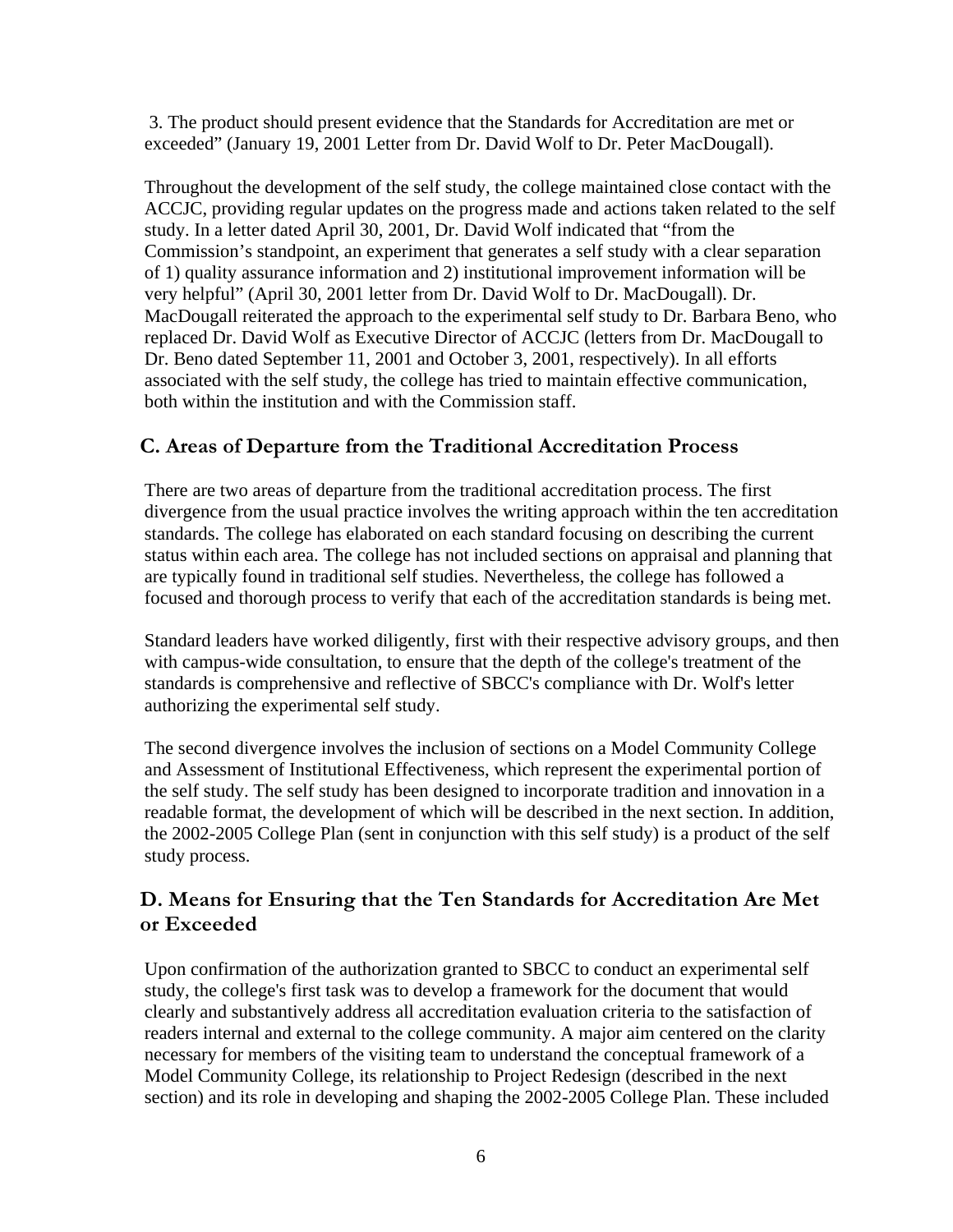3. The product should present evidence that the Standards for Accreditation are met or exceeded" (January 19, 2001 Letter from Dr. David Wolf to Dr. Peter MacDougall).

Throughout the development of the self study, the college maintained close contact with the ACCJC, providing regular updates on the progress made and actions taken related to the self study. In a letter dated April 30, 2001, Dr. David Wolf indicated that "from the Commission's standpoint, an experiment that generates a self study with a clear separation of 1) quality assurance information and 2) institutional improvement information will be very helpful" (April 30, 2001 letter from Dr. David Wolf to Dr. MacDougall). Dr. MacDougall reiterated the approach to the experimental self study to Dr. Barbara Beno, who replaced Dr. David Wolf as Executive Director of ACCJC (letters from Dr. MacDougall to Dr. Beno dated September 11, 2001 and October 3, 2001, respectively). In all efforts associated with the self study, the college has tried to maintain effective communication, both within the institution and with the Commission staff.

## C. Areas of Departure from the Traditional Accreditation Process

There are two areas of departure from the traditional accreditation process. The first divergence from the usual practice involves the writing approach within the ten accreditation standards. The college has elaborated on each standard focusing on describing the current status within each area. The college has not included sections on appraisal and planning that are typically found in traditional self studies. Nevertheless, the college has followed a focused and thorough process to verify that each of the accreditation standards is being met.

Standard leaders have worked diligently, first with their respective advisory groups, and then with campus-wide consultation, to ensure that the depth of the college's treatment of the standards is comprehensive and reflective of SBCC's compliance with Dr. Wolf's letter authorizing the experimental self study.

The second divergence involves the inclusion of sections on a Model Community College and Assessment of Institutional Effectiveness, which represent the experimental portion of the self study. The self study has been designed to incorporate tradition and innovation in a readable format, the development of which will be described in the next section. In addition, the 2002-2005 College Plan (sent in conjunction with this self study) is a product of the self study process.

## D. Means for Ensuring that the Ten Standards for Accreditation Are Met or Exceeded

Upon confirmation of the authorization granted to SBCC to conduct an experimental self study, the college's first task was to develop a framework for the document that would clearly and substantively address all accreditation evaluation criteria to the satisfaction of readers internal and external to the college community. A major aim centered on the clarity necessary for members of the visiting team to understand the conceptual framework of a Model Community College, its relationship to Project Redesign (described in the next section) and its role in developing and shaping the 2002-2005 College Plan. These included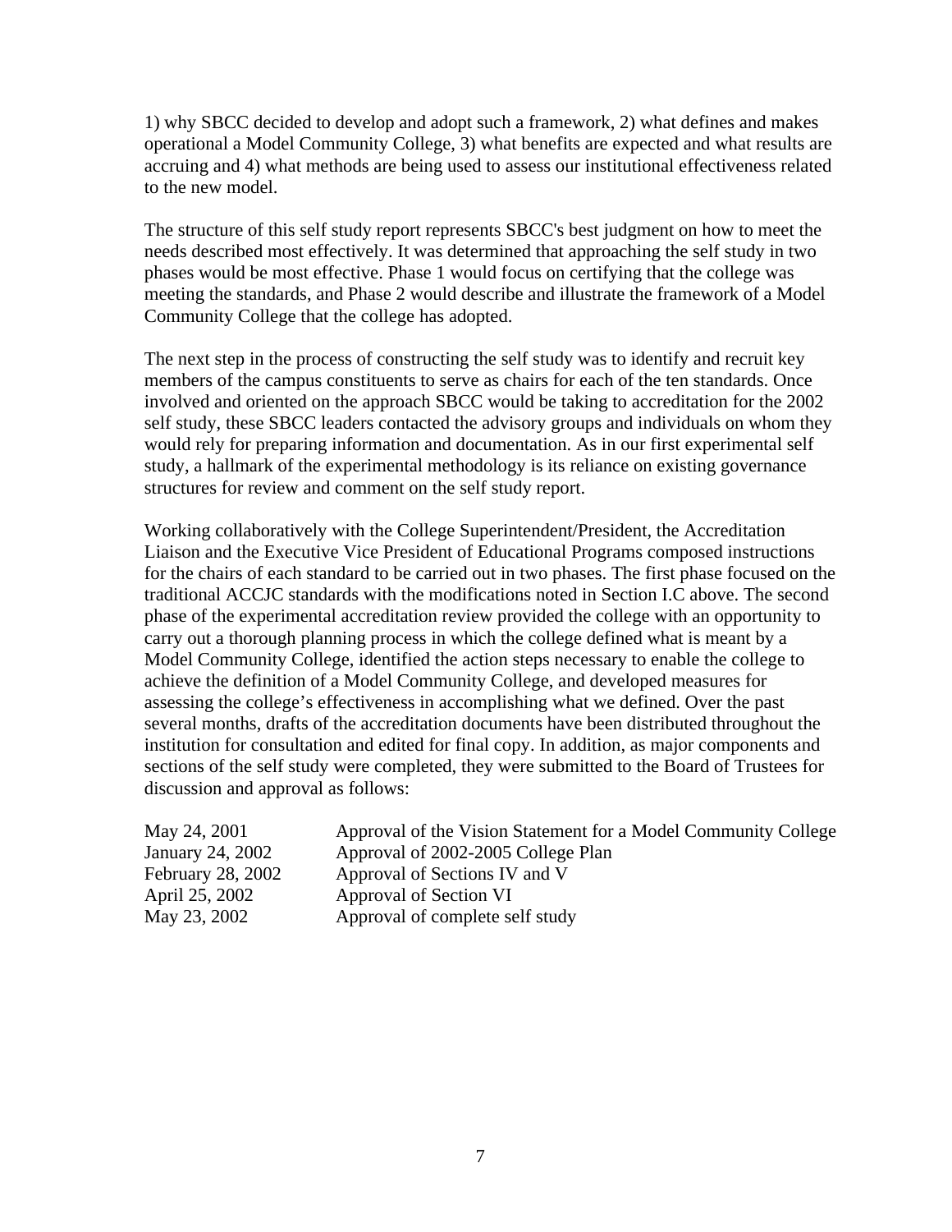1) why SBCC decided to develop and adopt such a framework, 2) what defines and makes operational a Model Community College, 3) what benefits are expected and what results are accruing and 4) what methods are being used to assess our institutional effectiveness related to the new model.

The structure of this self study report represents SBCC's best judgment on how to meet the needs described most effectively. It was determined that approaching the self study in two phases would be most effective. Phase 1 would focus on certifying that the college was meeting the standards, and Phase 2 would describe and illustrate the framework of a Model Community College that the college has adopted.

The next step in the process of constructing the self study was to identify and recruit key members of the campus constituents to serve as chairs for each of the ten standards. Once involved and oriented on the approach SBCC would be taking to accreditation for the 2002 self study, these SBCC leaders contacted the advisory groups and individuals on whom they would rely for preparing information and documentation. As in our first experimental self study, a hallmark of the experimental methodology is its reliance on existing governance structures for review and comment on the self study report.

Working collaboratively with the College Superintendent/President, the Accreditation Liaison and the Executive Vice President of Educational Programs composed instructions for the chairs of each standard to be carried out in two phases. The first phase focused on the traditional ACCJC standards with the modifications noted in Section I.C above. The second phase of the experimental accreditation review provided the college with an opportunity to carry out a thorough planning process in which the college defined what is meant by a Model Community College, identified the action steps necessary to enable the college to achieve the definition of a Model Community College, and developed measures for assessing the college's effectiveness in accomplishing what we defined. Over the past several months, drafts of the accreditation documents have been distributed throughout the institution for consultation and edited for final copy. In addition, as major components and sections of the self study were completed, they were submitted to the Board of Trustees for discussion and approval as follows:

| | |
|---|---|
| May 24, 2001 | Approval of the Vision Statement for a Model Community College |
| January 24, 2002 | Approval of 2002-2005 College Plan |
| February 28, 2002 | Approval of Sections IV and V |
| April 25, 2002 | Approval of Section VI |
| May 23, 2002 | Approval of complete self study |